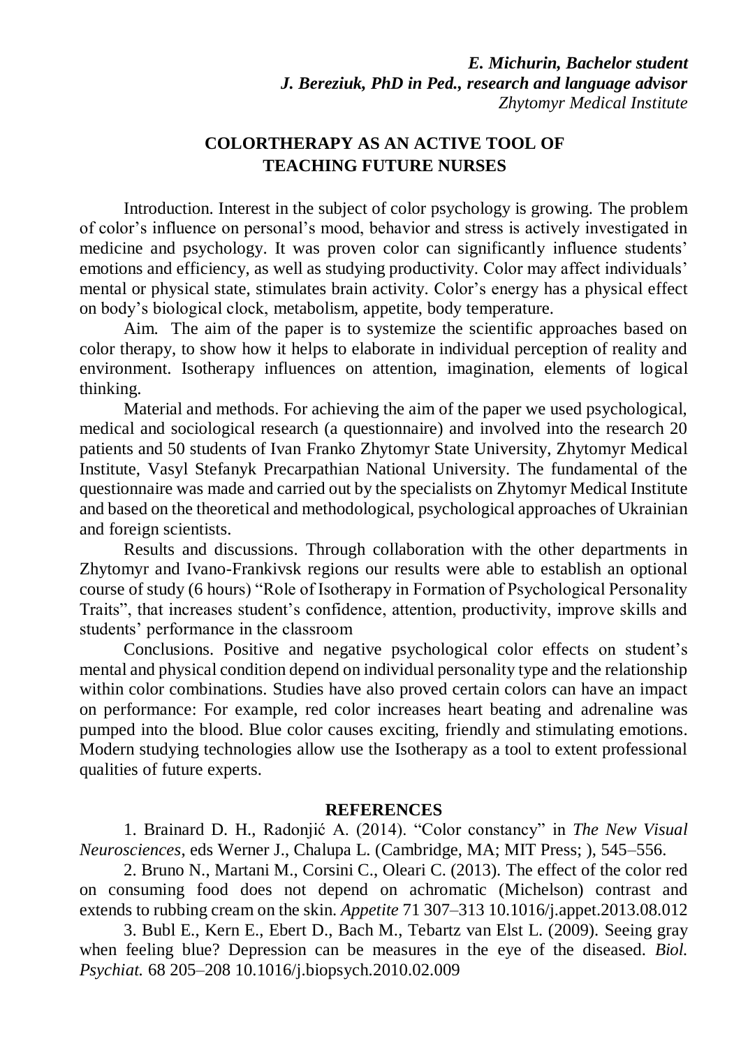***E. Michurin, Bachelor student***
***J. Bereziuk, PhD in Ped., research and language advisor***
*Zhytomyr Medical Institute*

## COLORTHERAPY AS AN ACTIVE TOOL OF TEACHING FUTURE NURSES

Introduction. Interest in the subject of color psychology is growing. The problem of color's influence on personal's mood, behavior and stress is actively investigated in medicine and psychology. It was proven color can significantly influence students' emotions and efficiency, as well as studying productivity. Color may affect individuals' mental or physical state, stimulates brain activity. Color's energy has a physical effect on body's biological clock, metabolism, appetite, body temperature.

Aim. The aim of the paper is to systemize the scientific approaches based on color therapy, to show how it helps to elaborate in individual perception of reality and environment. Isotherapy influences on attention, imagination, elements of logical thinking.

Material and methods. For achieving the aim of the paper we used psychological, medical and sociological research (a questionnaire) and involved into the research 20 patients and 50 students of Ivan Franko Zhytomyr State University, Zhytomyr Medical Institute, Vasyl Stefanyk Precarpathian National University. The fundamental of the questionnaire was made and carried out by the specialists on Zhytomyr Medical Institute and based on the theoretical and methodological, psychological approaches of Ukrainian and foreign scientists.

Results and discussions. Through collaboration with the other departments in Zhytomyr and Ivano-Frankivsk regions our results were able to establish an optional course of study (6 hours) "Role of Isotherapy in Formation of Psychological Personality Traits", that increases student's confidence, attention, productivity, improve skills and students' performance in the classroom

Conclusions. Positive and negative psychological color effects on student's mental and physical condition depend on individual personality type and the relationship within color combinations. Studies have also proved certain colors can have an impact on performance: For example, red color increases heart beating and adrenaline was pumped into the blood. Blue color causes exciting, friendly and stimulating emotions. Modern studying technologies allow use the Isotherapy as a tool to extent professional qualities of future experts.

### REFERENCES

1. Brainard D. H., Radonjić A. (2014). "Color constancy" in *The New Visual Neurosciences*, eds Werner J., Chalupa L. (Cambridge, MA; MIT Press; ), 545–556.

2. Bruno N., Martani M., Corsini C., Oleari C. (2013). The effect of the color red on consuming food does not depend on achromatic (Michelson) contrast and extends to rubbing cream on the skin. *Appetite* 71 307–313 10.1016/j.appet.2013.08.012

3. Bubl E., Kern E., Ebert D., Bach M., Tebartz van Elst L. (2009). Seeing gray when feeling blue? Depression can be measures in the eye of the diseased. *Biol. Psychiat.* 68 205–208 10.1016/j.biopsych.2010.02.009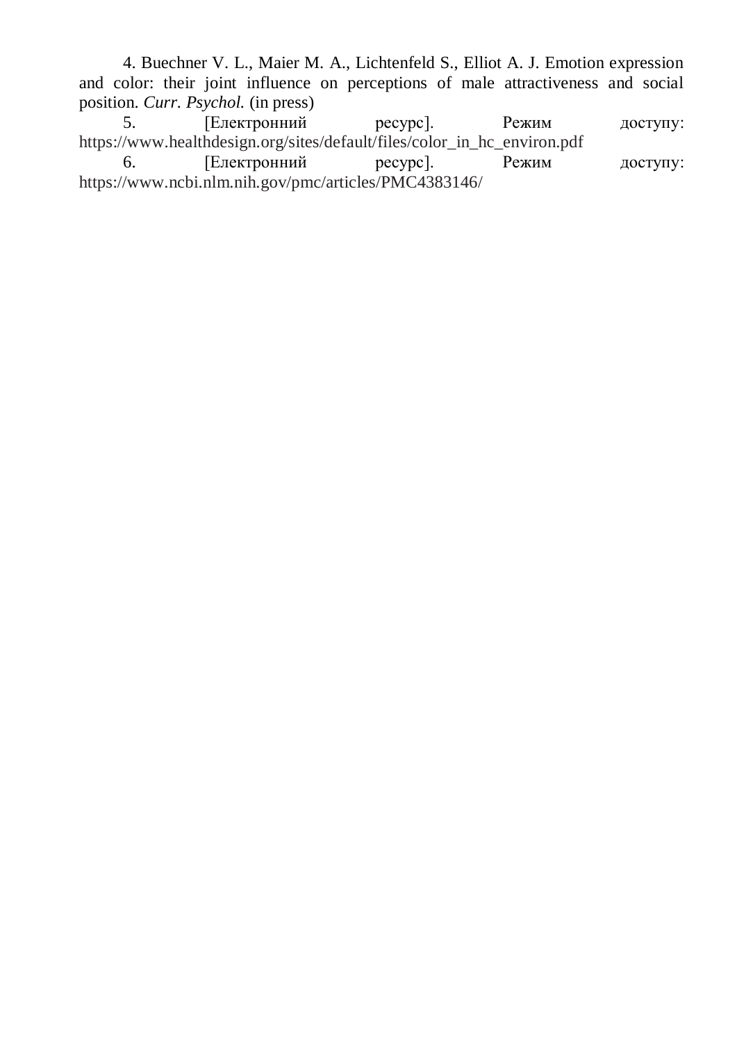4. Buechner V. L., Maier M. A., Lichtenfeld S., Elliot A. J. Emotion expression and color: their joint influence on perceptions of male attractiveness and social position. *Curr. Psychol.* (in press)

5. [Електронний ресурс]. Режим доступу: https://www.healthdesign.org/sites/default/files/color_in_hc_environ.pdf

6. [Електронний ресурс]. Режим доступу: https://www.ncbi.nlm.nih.gov/pmc/articles/PMC4383146/